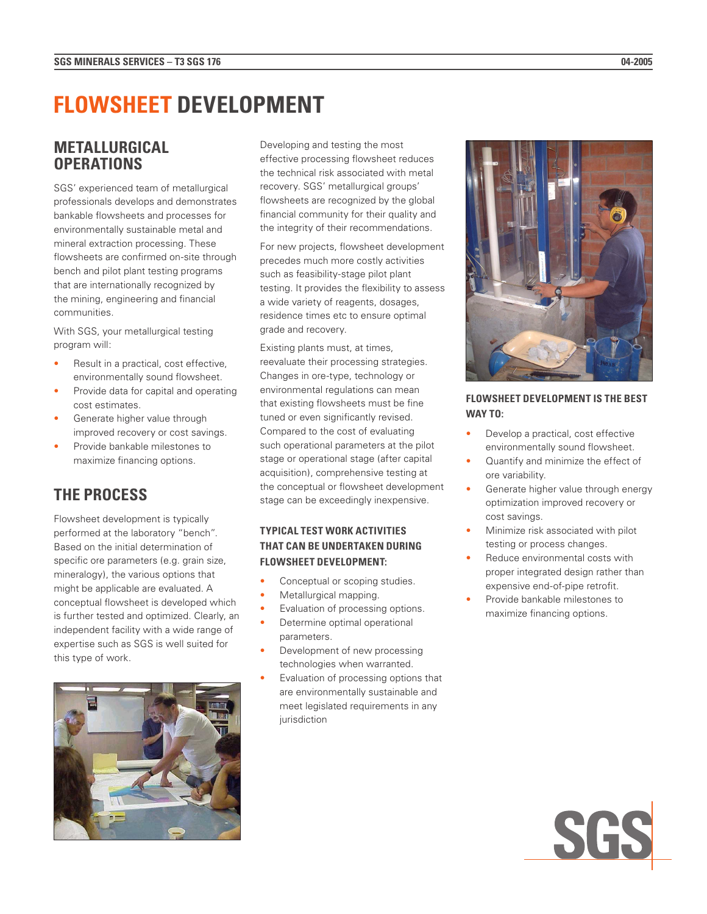# FLOWSHEET DEVELOPMENT

## METALLURGICAL OPERATIONS

SGS' experienced team of metallurgical professionals develops and demonstrates bankable flowsheets and processes for environmentally sustainable metal and mineral extraction processing. These flowsheets are confirmed on-site through bench and pilot plant testing programs that are internationally recognized by the mining, engineering and financial communities.

With SGS, your metallurgical testing program will:

- Result in a practical, cost effective, environmentally sound flowsheet.
- Provide data for capital and operating cost estimates.
- Generate higher value through improved recovery or cost savings.
- Provide bankable milestones to maximize financing options.

## THE PROCESS

Flowsheet development is typically performed at the laboratory "bench". Based on the initial determination of specific ore parameters (e.g. grain size, mineralogy), the various options that might be applicable are evaluated. A conceptual flowsheet is developed which is further tested and optimized. Clearly, an independent facility with a wide range of expertise such as SGS is well suited for this type of work.

Developing and testing the most effective processing flowsheet reduces the technical risk associated with metal recovery. SGS' metallurgical groups' flowsheets are recognized by the global financial community for their quality and the integrity of their recommendations.

For new projects, flowsheet development precedes much more costly activities such as feasibility-stage pilot plant testing. It provides the flexibility to assess a wide variety of reagents, dosages, residence times etc to ensure optimal grade and recovery.

Existing plants must, at times, reevaluate their processing strategies. Changes in ore-type, technology or environmental regulations can mean that existing flowsheets must be fine tuned or even significantly revised. Compared to the cost of evaluating such operational parameters at the pilot stage or operational stage (after capital acquisition), comprehensive testing at the conceptual or flowsheet development stage can be exceedingly inexpensive.

### TYPICAL TEST WORK ACTIVITIES THAT CAN BE UNDERTAKEN DURING FLOWSHEET DEVELOPMENT:

- Conceptual or scoping studies.
- Metallurgical mapping.
- Evaluation of processing options.
- Determine optimal operational parameters.
- Development of new processing technologies when warranted.
- Evaluation of processing options that are environmentally sustainable and meet legislated requirements in any jurisdiction

### FLOWSHEET DEVELOPMENT IS THE BEST WAY TO:

- Develop a practical, cost effective environmentally sound flowsheet.
- Quantify and minimize the effect of ore variability.
- Generate higher value through energy optimization improved recovery or cost savings.
- Minimize risk associated with pilot testing or process changes.
- Reduce environmental costs with proper integrated design rather than expensive end-of-pipe retrofit.
- Provide bankable milestones to maximize financing options.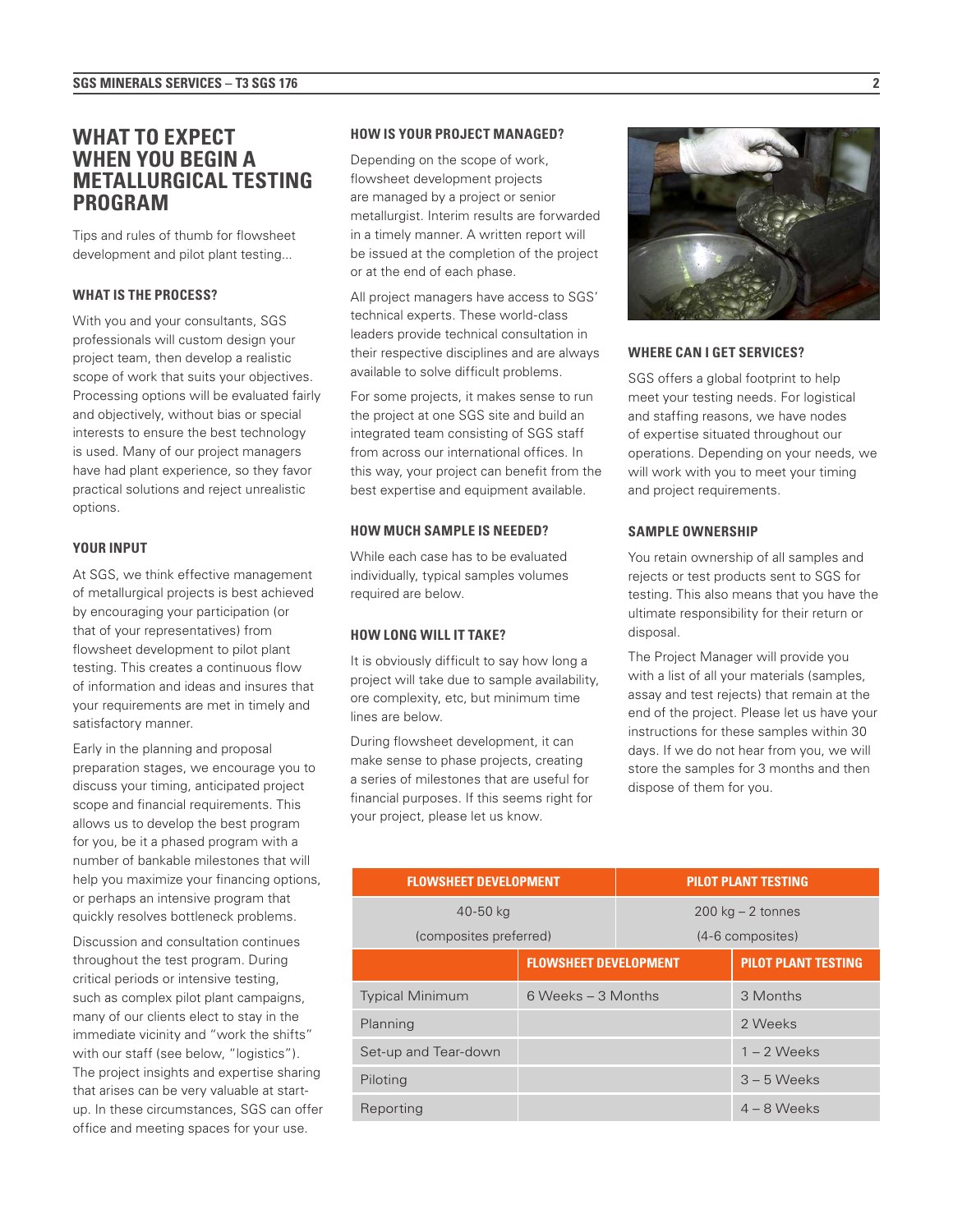# WHAT TO EXPECT WHEN YOU BEGIN A METALLURGICAL TESTING PROGRAM

Tips and rules of thumb for flowsheet development and pilot plant testing...

### WHAT IS THE PROCESS?

With you and your consultants, SGS professionals will custom design your project team, then develop a realistic scope of work that suits your objectives. Processing options will be evaluated fairly and objectively, without bias or special interests to ensure the best technology is used. Many of our project managers have had plant experience, so they favor practical solutions and reject unrealistic options.

### YOUR INPUT

At SGS, we think effective management of metallurgical projects is best achieved by encouraging your participation (or that of your representatives) from flowsheet development to pilot plant testing. This creates a continuous flow of information and ideas and insures that your requirements are met in timely and satisfactory manner.

Early in the planning and proposal preparation stages, we encourage you to discuss your timing, anticipated project scope and financial requirements. This allows us to develop the best program for you, be it a phased program with a number of bankable milestones that will help you maximize your financing options, or perhaps an intensive program that quickly resolves bottleneck problems.

Discussion and consultation continues throughout the test program. During critical periods or intensive testing, such as complex pilot plant campaigns, many of our clients elect to stay in the immediate vicinity and "work the shifts" with our staff (see below, "logistics"). The project insights and expertise sharing that arises can be very valuable at start-up. In these circumstances, SGS can offer office and meeting spaces for your use.

### HOW IS YOUR PROJECT MANAGED?

Depending on the scope of work, flowsheet development projects are managed by a project or senior metallurgist. Interim results are forwarded in a timely manner. A written report will be issued at the completion of the project or at the end of each phase.

All project managers have access to SGS' technical experts. These world-class leaders provide technical consultation in their respective disciplines and are always available to solve difficult problems.

For some projects, it makes sense to run the project at one SGS site and build an integrated team consisting of SGS staff from across our international offices. In this way, your project can benefit from the best expertise and equipment available.

### HOW MUCH SAMPLE IS NEEDED?

While each case has to be evaluated individually, typical samples volumes required are below.

### HOW LONG WILL IT TAKE?

It is obviously difficult to say how long a project will take due to sample availability, ore complexity, etc, but minimum time lines are below.

During flowsheet development, it can make sense to phase projects, creating a series of milestones that are useful for financial purposes. If this seems right for your project, please let us know.

### WHERE CAN I GET SERVICES?

SGS offers a global footprint to help meet your testing needs. For logistical and staffing reasons, we have nodes of expertise situated throughout our operations. Depending on your needs, we will work with you to meet your timing and project requirements.

### SAMPLE OWNERSHIP

You retain ownership of all samples and rejects or test products sent to SGS for testing. This also means that you have the ultimate responsibility for their return or disposal.

The Project Manager will provide you with a list of all your materials (samples, assay and test rejects) that remain at the end of the project. Please let us have your instructions for these samples within 30 days. If we do not hear from you, we will store the samples for 3 months and then dispose of them for you.

| FLOWSHEET DEVELOPMENT | PILOT PLANT TESTING |
|---|---|
| 40-50 kg (composites preferred) | 200 kg – 2 tonnes (4-6 composites) |

| | FLOWSHEET DEVELOPMENT | PILOT PLANT TESTING |
|---|---|---|
| Typical Minimum | 6 Weeks – 3 Months | 3 Months |
| Planning | | 2 Weeks |
| Set-up and Tear-down | | 1 – 2 Weeks |
| Piloting | | 3 – 5 Weeks |
| Reporting | | 4 – 8 Weeks |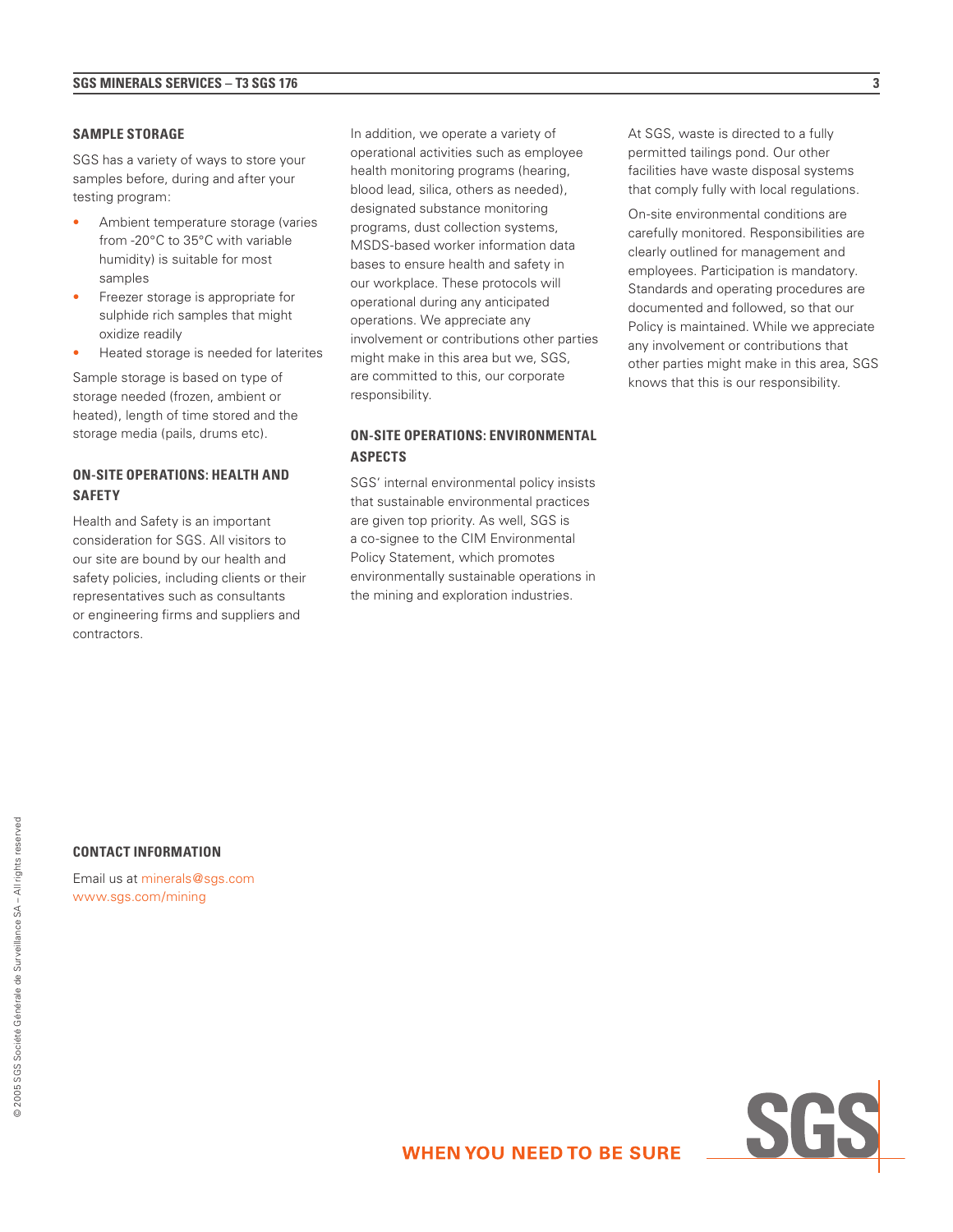## SAMPLE STORAGE

SGS has a variety of ways to store your samples before, during and after your testing program:

- Ambient temperature storage (varies from -20°C to 35°C with variable humidity) is suitable for most samples
- Freezer storage is appropriate for sulphide rich samples that might oxidize readily
- Heated storage is needed for laterites

Sample storage is based on type of storage needed (frozen, ambient or heated), length of time stored and the storage media (pails, drums etc).

## ON-SITE OPERATIONS: HEALTH AND SAFETY

Health and Safety is an important consideration for SGS. All visitors to our site are bound by our health and safety policies, including clients or their representatives such as consultants or engineering firms and suppliers and contractors.

In addition, we operate a variety of operational activities such as employee health monitoring programs (hearing, blood lead, silica, others as needed), designated substance monitoring programs, dust collection systems, MSDS-based worker information data bases to ensure health and safety in our workplace. These protocols will operational during any anticipated operations. We appreciate any involvement or contributions other parties might make in this area but we, SGS, are committed to this, our corporate responsibility.

## ON-SITE OPERATIONS: ENVIRONMENTAL ASPECTS

SGS' internal environmental policy insists that sustainable environmental practices are given top priority. As well, SGS is a co-signee to the CIM Environmental Policy Statement, which promotes environmentally sustainable operations in the mining and exploration industries.

At SGS, waste is directed to a fully permitted tailings pond. Our other facilities have waste disposal systems that comply fully with local regulations.

On-site environmental conditions are carefully monitored. Responsibilities are clearly outlined for management and employees. Participation is mandatory. Standards and operating procedures are documented and followed, so that our Policy is maintained. While we appreciate any involvement or contributions that other parties might make in this area, SGS knows that this is our responsibility.

## CONTACT INFORMATION

Email us at minerals@sgs.com
www.sgs.com/mining

© 2005 SGS Société Générale de Surveillance SA – All rights reserved

WHEN YOU NEED TO BE SURE

SGS